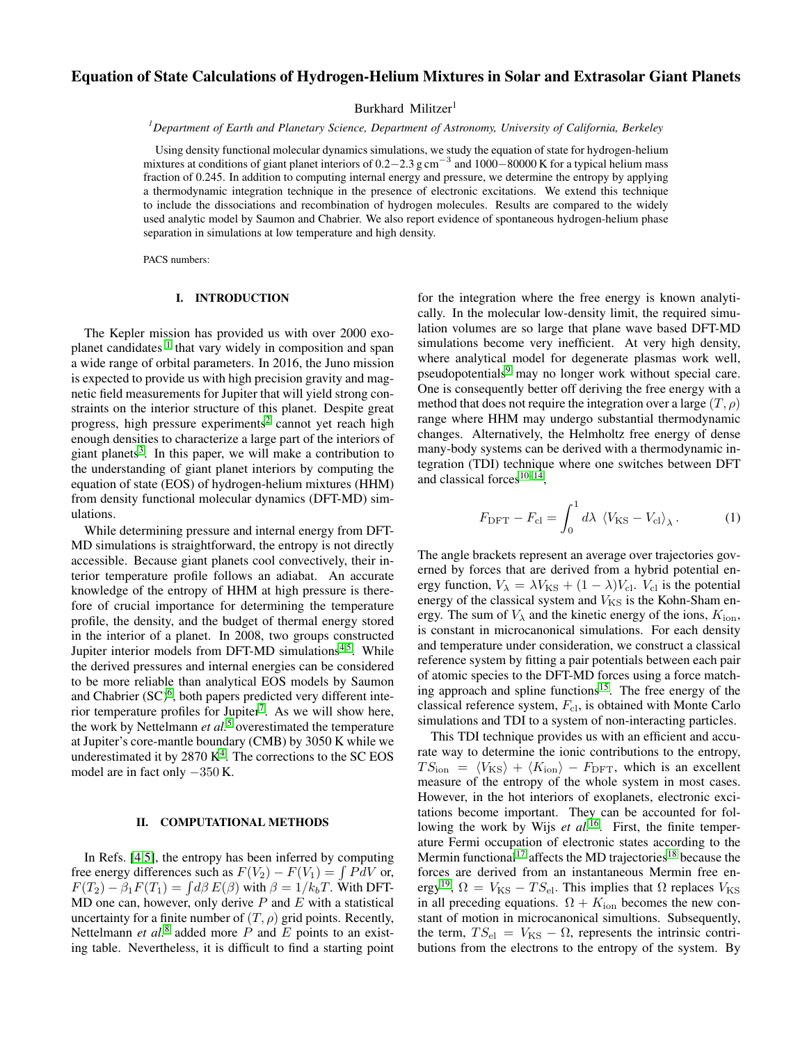# Equation of State Calculations of Hydrogen-Helium Mixtures in Solar and Extrasolar Giant Planets

Burkhard Militzer[1]

[1] *Department of Earth and Planetary Science, Department of Astronomy, University of California, Berkeley*

Using density functional molecular dynamics simulations, we study the equation of state for hydrogen-helium mixtures at conditions of giant planet interiors of $0.2-2.3\,\mathrm{g\,cm^{-3}}$ and $1000-80000\,\mathrm{K}$ for a typical helium mass fraction of 0.245. In addition to computing internal energy and pressure, we determine the entropy by applying a thermodynamic integration technique in the presence of electronic excitations. We extend this technique to include the dissociations and recombination of hydrogen molecules. Results are compared to the widely used analytic model by Saumon and Chabrier. We also report evidence of spontaneous hydrogen-helium phase separation in simulations at low temperature and high density.

PACS numbers:

## I. INTRODUCTION

The Kepler mission has provided us with over 2000 exoplanet candidates [1] that vary widely in composition and span a wide range of orbital parameters. In 2016, the Juno mission is expected to provide us with high precision gravity and magnetic field measurements for Jupiter that will yield strong constraints on the interior structure of this planet. Despite great progress, high pressure experiments[2] cannot yet reach high enough densities to characterize a large part of the interiors of giant planets[3]. In this paper, we will make a contribution to the understanding of giant planet interiors by computing the equation of state (EOS) of hydrogen-helium mixtures (HHM) from density functional molecular dynamics (DFT-MD) simulations.

While determining pressure and internal energy from DFT-MD simulations is straightforward, the entropy is not directly accessible. Because giant planets cool convectively, their interior temperature profile follows an adiabat. An accurate knowledge of the entropy of HHM at high pressure is therefore of crucial importance for determining the temperature profile, the density, and the budget of thermal energy stored in the interior of a planet. In 2008, two groups constructed Jupiter interior models from DFT-MD simulations[4,5]. While the derived pressures and internal energies can be considered to be more reliable than analytical EOS models by Saumon and Chabrier (SC)[6], both papers predicted very different interior temperature profiles for Jupiter[7]. As we will show here, the work by Nettelmann *et al.*[5] overestimated the temperature at Jupiter's core-mantle boundary (CMB) by 3050 K while we underestimated it by 2870 K[4]. The corrections to the SC EOS model are in fact only $-350$ K.

## II. COMPUTATIONAL METHODS

In Refs. [4,5], the entropy has been inferred by computing free energy differences such as $F(V_2) - F(V_1) = \int P dV$ or, $F(T_2) - \beta_1 F(T_1) = \int d\beta\, E(\beta)$ with $\beta = 1/k_b T$. With DFT-MD one can, however, only derive $P$ and $E$ with a statistical uncertainty for a finite number of $(T,\rho)$ grid points. Recently, Nettelmann *et al.*[8] added more $P$ and $E$ points to an existing table. Nevertheless, it is difficult to find a starting point for the integration where the free energy is known analytically. In the molecular low-density limit, the required simulation volumes are so large that plane wave based DFT-MD simulations become very inefficient. At very high density, where analytical model for degenerate plasmas work well, pseudopotentials[9] may no longer work without special care. One is consequently better off deriving the free energy with a method that does not require the integration over a large $(T,\rho)$ range where HHM may undergo substantial thermodynamic changes. Alternatively, the Helmholtz free energy of dense many-body systems can be derived with a thermodynamic integration (TDI) technique where one switches between DFT and classical forces[10–14],

$$F_{\rm DFT} - F_{\rm cl} = \int_0^1 d\lambda\; \left\langle V_{\rm KS} - V_{\rm cl} \right\rangle_\lambda . \qquad (1)$$

The angle brackets represent an average over trajectories governed by forces that are derived from a hybrid potential energy function, $V_\lambda = \lambda V_{\rm KS} + (1-\lambda) V_{\rm cl}$. $V_{\rm cl}$ is the potential energy of the classical system and $V_{\rm KS}$ is the Kohn-Sham energy. The sum of $V_\lambda$ and the kinetic energy of the ions, $K_{\rm ion}$, is constant in microcanonical simulations. For each density and temperature under consideration, we construct a classical reference system by fitting a pair potentials between each pair of atomic species to the DFT-MD forces using a force matching approach and spline functions[15]. The free energy of the classical reference system, $F_{\rm cl}$, is obtained with Monte Carlo simulations and TDI to a system of non-interacting particles.

This TDI technique provides us with an efficient and accurate way to determine the ionic contributions to the entropy, $TS_{\rm ion} = \langle V_{\rm KS}\rangle + \langle K_{\rm ion}\rangle - F_{\rm DFT}$, which is an excellent measure of the entropy of the whole system in most cases. However, in the hot interiors of exoplanets, electronic excitations become important. They can be accounted for following the work by Wijs *et al.*[16]. First, the finite temperature Fermi occupation of electronic states according to the Mermin functional[17] affects the MD trajectories[18] because the forces are derived from an instantaneous Mermin free energy[19], $\Omega = V_{\rm KS} - TS_{\rm el}$. This implies that $\Omega$ replaces $V_{\rm KS}$ in all preceding equations. $\Omega + K_{\rm ion}$ becomes the new constant of motion in microcanonical simultions. Subsequently, the term, $TS_{\rm el} = V_{\rm KS} - \Omega$, represents the intrinsic contributions from the electrons to the entropy of the system. By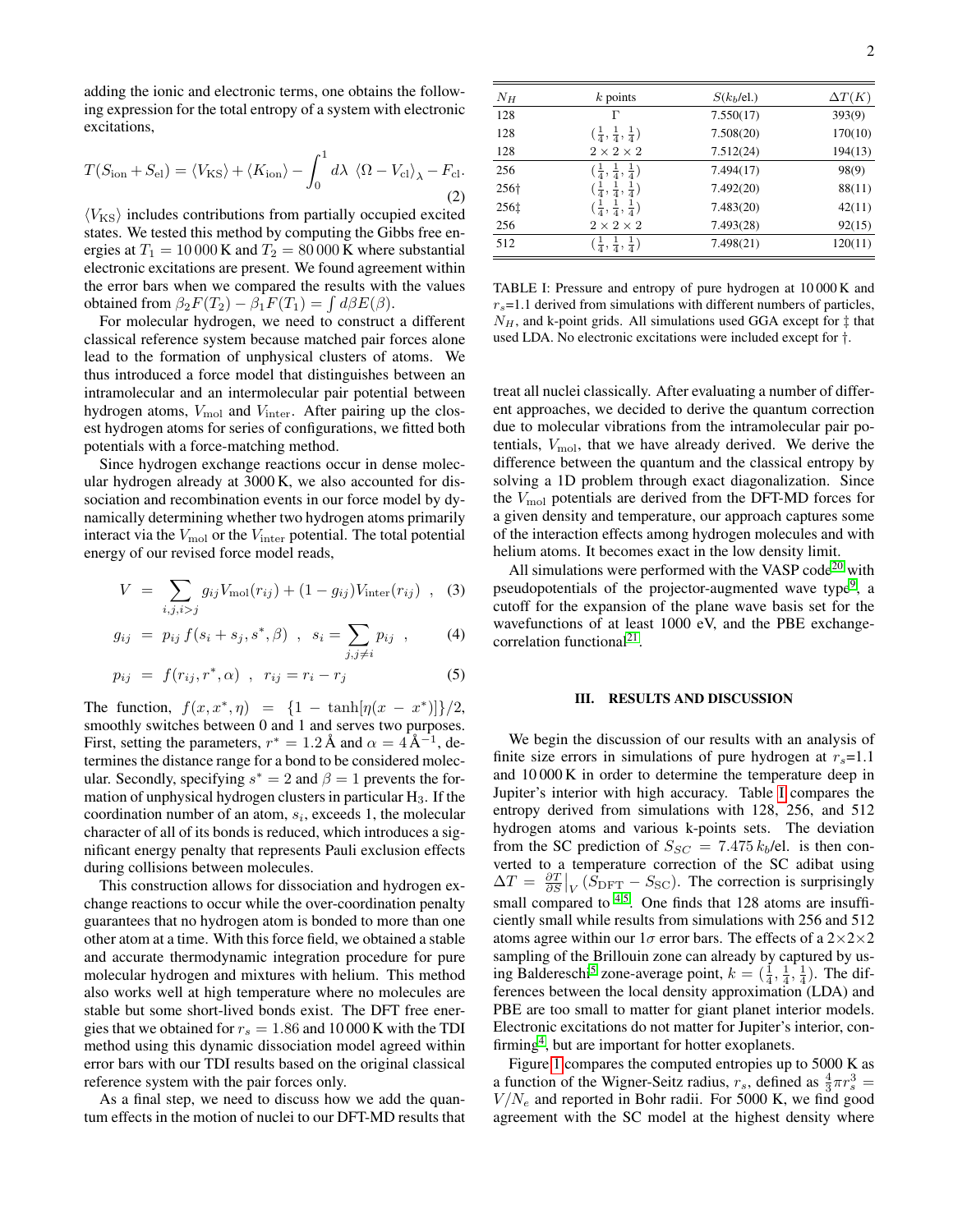adding the ionic and electronic terms, one obtains the following expression for the total entropy of a system with electronic excitations,

$$T(S_{\rm ion}+S_{\rm el}) = \langle V_{\rm KS}\rangle + \langle K_{\rm ion}\rangle - \int_0^1 d\lambda \ \langle \Omega - V_{\rm cl}\rangle_\lambda - F_{\rm cl}. \quad (2)$$

$\langle V_{\rm KS}\rangle$ includes contributions from partially occupied excited states. We tested this method by computing the Gibbs free energies at $T_1 = 10\,000\,$K and $T_2 = 80\,000\,$K where substantial electronic excitations are present. We found agreement within the error bars when we compared the results with the values obtained from $\beta_2 F(T_2) - \beta_1 F(T_1) = \int d\beta E(\beta)$.

For molecular hydrogen, we need to construct a different classical reference system because matched pair forces alone lead to the formation of unphysical clusters of atoms. We thus introduced a force model that distinguishes between an intramolecular and an intermolecular pair potential between hydrogen atoms, $V_{\rm mol}$ and $V_{\rm inter}$. After pairing up the closest hydrogen atoms for series of configurations, we fitted both potentials with a force-matching method.

Since hydrogen exchange reactions occur in dense molecular hydrogen already at 3000 K, we also accounted for dissociation and recombination events in our force model by dynamically determining whether two hydrogen atoms primarily interact via the $V_{\rm mol}$ or the $V_{\rm inter}$ potential. The total potential energy of our revised force model reads,

$$V = \sum_{i,j,i>j} g_{ij} V_{\rm mol}(r_{ij}) + (1-g_{ij}) V_{\rm inter}(r_{ij}) \ , \quad (3)$$

$$g_{ij} = p_{ij}\, f(s_i+s_j, s^*, \beta) \ , \ \ s_i = \sum_{j,j\neq i} p_{ij} \ , \quad (4)$$

$$p_{ij} = f(r_{ij}, r^*, \alpha) \ , \ \ r_{ij} = r_i - r_j \quad (5)$$

The function, $f(x,x^*,\eta) = \{1 - \tanh[\eta(x-x^*)]\}/2$, smoothly switches between 0 and 1 and serves two purposes. First, setting the parameters, $r^* = 1.2\,$Å and $\alpha = 4\,$Å$^{-1}$, determines the distance range for a bond to be considered molecular. Secondly, specifying $s^* = 2$ and $\beta = 1$ prevents the formation of unphysical hydrogen clusters in particular $H_3$. If the coordination number of an atom, $s_i$, exceeds 1, the molecular character of all of its bonds is reduced, which introduces a significant energy penalty that represents Pauli exclusion effects during collisions between molecules.

This construction allows for dissociation and hydrogen exchange reactions to occur while the over-coordination penalty guarantees that no hydrogen atom is bonded to more than one other atom at a time. With this force field, we obtained a stable and accurate thermodynamic integration procedure for pure molecular hydrogen and mixtures with helium. This method also works well at high temperature where no molecules are stable but some short-lived bonds exist. The DFT free energies that we obtained for $r_s = 1.86$ and 10 000 K with the TDI method using this dynamic dissociation model agreed within error bars with our TDI results based on the original classical reference system with the pair forces only.

As a final step, we need to discuss how we add the quantum effects in the motion of nuclei to our DFT-MD results that treat all nuclei classically. After evaluating a number of different approaches, we decided to derive the quantum correction due to molecular vibrations from the intramolecular pair potentials, $V_{\rm mol}$, that we have already derived. We derive the difference between the quantum and the classical entropy by solving a 1D problem through exact diagonalization. Since the $V_{\rm mol}$ potentials are derived from the DFT-MD forces for a given density and temperature, our approach captures some of the interaction effects among hydrogen molecules and with helium atoms. It becomes exact in the low density limit.

All simulations were performed with the VASP code[20] with pseudopotentials of the projector-augmented wave type[9], a cutoff for the expansion of the plane wave basis set for the wavefunctions of at least 1000 eV, and the PBE exchange-correlation functional[21].

| $N_H$ | $k$ points | $S(k_b$/el.) | $\Delta T(K)$ |
|---|---|---|---|
| 128 | $\Gamma$ | 7.550(17) | 393(9) |
| 128 | $(\frac{1}{4},\frac{1}{4},\frac{1}{4})$ | 7.508(20) | 170(10) |
| 128 | $2\times2\times2$ | 7.512(24) | 194(13) |
| 256 | $(\frac{1}{4},\frac{1}{4},\frac{1}{4})$ | 7.494(17) | 98(9) |
| 256† | $(\frac{1}{4},\frac{1}{4},\frac{1}{4})$ | 7.492(20) | 88(11) |
| 256‡ | $(\frac{1}{4},\frac{1}{4},\frac{1}{4})$ | 7.483(20) | 42(11) |
| 256 | $2\times2\times2$ | 7.493(28) | 92(15) |
| 512 | $(\frac{1}{4},\frac{1}{4},\frac{1}{4})$ | 7.498(21) | 120(11) |

TABLE I: Pressure and entropy of pure hydrogen at 10 000 K and $r_s$=1.1 derived from simulations with different numbers of particles, $N_H$, and k-point grids. All simulations used GGA except for ‡ that used LDA. No electronic excitations were included except for †.

## III. RESULTS AND DISCUSSION

We begin the discussion of our results with an analysis of finite size errors in simulations of pure hydrogen at $r_s$=1.1 and 10 000 K in order to determine the temperature deep in Jupiter's interior with high accuracy. Table I compares the entropy derived from simulations with 128, 256, and 512 hydrogen atoms and various k-points sets. The deviation from the SC prediction of $S_{SC} = 7.475\,k_b$/el. is then converted to a temperature correction of the SC adibat using $\Delta T = \frac{\partial T}{\partial S}\big|_V (S_{\rm DFT} - S_{\rm SC})$. The correction is surprisingly small compared to [4,5]. One finds that 128 atoms are insufficiently small while results from simulations with 256 and 512 atoms agree within our $1\sigma$ error bars. The effects of a $2\times2\times2$ sampling of the Brillouin zone can already by captured by using Baldereschi[5] zone-average point, $k = (\frac{1}{4},\frac{1}{4},\frac{1}{4})$. The differences between the local density approximation (LDA) and PBE are too small to matter for giant planet interior models. Electronic excitations do not matter for Jupiter's interior, confirming[4], but are important for hotter exoplanets.

Figure 1 compares the computed entropies up to 5000 K as a function of the Wigner-Seitz radius, $r_s$, defined as $\frac{4}{3}\pi r_s^3 = V/N_e$ and reported in Bohr radii. For 5000 K, we find good agreement with the SC model at the highest density where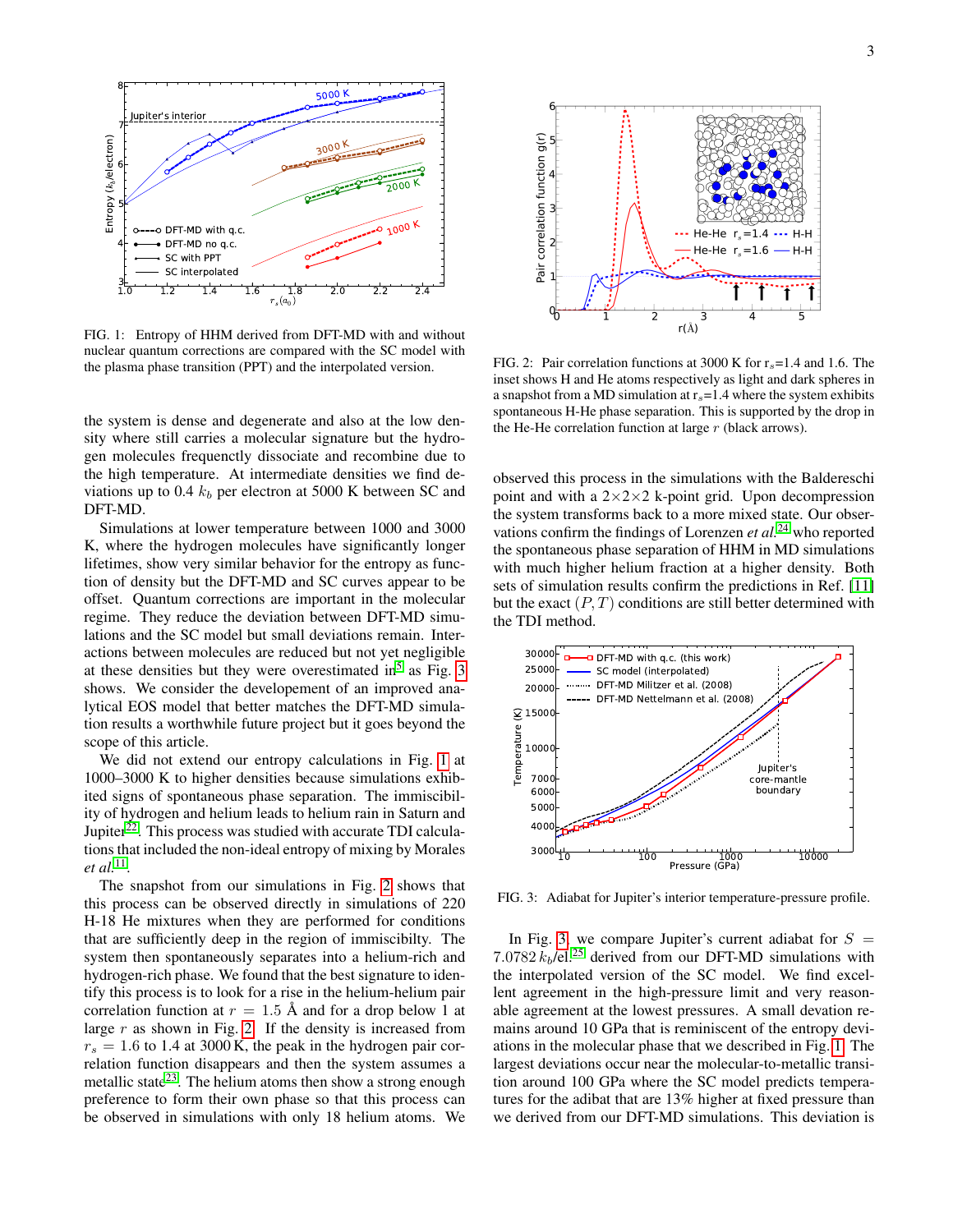FIG. 1: Entropy of HHM derived from DFT-MD with and without nuclear quantum corrections are compared with the SC model with the plasma phase transition (PPT) and the interpolated version.

the system is dense and degenerate and also at the low density where still carries a molecular signature but the hydrogen molecules frequently dissociate and recombine due to the high temperature. At intermediate densities we find deviations up to 0.4 $k_b$ per electron at 5000 K between SC and DFT-MD.

Simulations at lower temperature between 1000 and 3000 K, where the hydrogen molecules have significantly longer lifetimes, show very similar behavior for the entropy as function of density but the DFT-MD and SC curves appear to be offset. Quantum corrections are important in the molecular regime. They reduce the deviation between DFT-MD simulations and the SC model but small deviations remain. Interactions between molecules are reduced but not yet negligible at these densities but they were overestimated in[5] as Fig. 3 shows. We consider the developement of an improved analytical EOS model that better matches the DFT-MD simulation results a worthwhile future project but it goes beyond the scope of this article.

We did not extend our entropy calculations in Fig. 1 at 1000–3000 K to higher densities because simulations exhibited signs of spontaneous phase separation. The immiscibility of hydrogen and helium leads to helium rain in Saturn and Jupiter[22]. This process was studied with accurate TDI calculations that included the non-ideal entropy of mixing by Morales *et al.*[11].

The snapshot from our simulations in Fig. 2 shows that this process can be observed directly in simulations of 220 H-18 He mixtures when they are performed for conditions that are sufficiently deep in the region of immiscibilty. The system then spontaneously separates into a helium-rich and hydrogen-rich phase. We found that the best signature to identify this process is to look for a rise in the helium-helium pair correlation function at $r = 1.5$ Å and for a drop below 1 at large $r$ as shown in Fig. 2. If the density is increased from $r_s = 1.6$ to 1.4 at 3000 K, the peak in the hydrogen pair correlation function disappears and then the system assumes a metallic state[23]. The helium atoms then show a strong enough preference to form their own phase so that this process can be observed in simulations with only 18 helium atoms. We observed this process in the simulations with the Baldereschi point and with a 2×2×2 k-point grid. Upon decompression the system transforms back to a more mixed state. Our observations confirm the findings of Lorenzen *et al.*[24] who reported the spontaneous phase separation of HHM in MD simulations with much higher helium fraction at a higher density. Both sets of simulation results confirm the predictions in Ref. [11] but the exact $(P, T)$ conditions are still better determined with the TDI method.

FIG. 2: Pair correlation functions at 3000 K for $r_s$=1.4 and 1.6. The inset shows H and He atoms respectively as light and dark spheres in a snapshot from a MD simulation at $r_s$=1.4 where the system exhibits spontaneous H-He phase separation. This is supported by the drop in the He-He correlation function at large $r$ (black arrows).

FIG. 3: Adiabat for Jupiter's interior temperature-pressure profile.

In Fig. 3, we compare Jupiter's current adiabat for $S = 7.0782\, k_b$/el.[25] derived from our DFT-MD simulations with the interpolated version of the SC model. We find excellent agreement in the high-pressure limit and very reasonable agreement at the lowest pressures. A small devation remains around 10 GPa that is reminiscent of the entropy deviations in the molecular phase that we described in Fig. 1. The largest deviations occur near the molecular-to-metallic transition around 100 GPa where the SC model predicts temperatures for the adibat that are 13% higher at fixed pressure than we derived from our DFT-MD simulations. This deviation is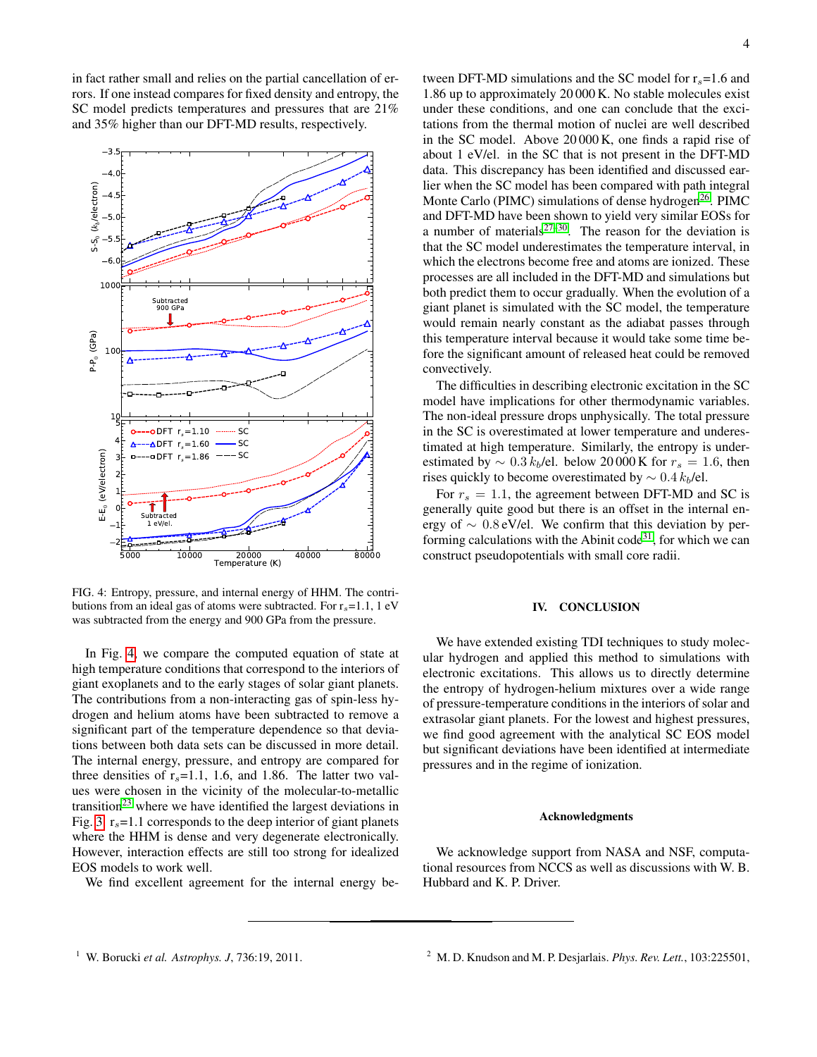in fact rather small and relies on the partial cancellation of errors. If one instead compares for fixed density and entropy, the SC model predicts temperatures and pressures that are 21% and 35% higher than our DFT-MD results, respectively.

FIG. 4: Entropy, pressure, and internal energy of HHM. The contributions from an ideal gas of atoms were subtracted. For $r_s$=1.1, 1 eV was subtracted from the energy and 900 GPa from the pressure.

In Fig. 4, we compare the computed equation of state at high temperature conditions that correspond to the interiors of giant exoplanets and to the early stages of solar giant planets. The contributions from a non-interacting gas of spin-less hydrogen and helium atoms have been subtracted to remove a significant part of the temperature dependence so that deviations between both data sets can be discussed in more detail. The internal energy, pressure, and entropy are compared for three densities of $r_s$=1.1, 1.6, and 1.86. The latter two values were chosen in the vicinity of the molecular-to-metallic transition[23] where we have identified the largest deviations in Fig. 3. $r_s$=1.1 corresponds to the deep interior of giant planets where the HHM is dense and very degenerate electronically. However, interaction effects are still too strong for idealized EOS models to work well.

We find excellent agreement for the internal energy between DFT-MD simulations and the SC model for $r_s$=1.6 and 1.86 up to approximately 20 000 K. No stable molecules exist under these conditions, and one can conclude that the excitations from the thermal motion of nuclei are well described in the SC model. Above 20 000 K, one finds a rapid rise of about 1 eV/el. in the SC that is not present in the DFT-MD data. This discrepancy has been identified and discussed earlier when the SC model has been compared with path integral Monte Carlo (PIMC) simulations of dense hydrogen[26]. PIMC and DFT-MD have been shown to yield very similar EOSs for a number of materials[27–30]. The reason for the deviation is that the SC model underestimates the temperature interval, in which the electrons become free and atoms are ionized. These processes are all included in the DFT-MD and simulations but both predict them to occur gradually. When the evolution of a giant planet is simulated with the SC model, the temperature would remain nearly constant as the adiabat passes through this temperature interval because it would take some time before the significant amount of released heat could be removed convectively.

The difficulties in describing electronic excitation in the SC model have implications for other thermodynamic variables. The non-ideal pressure drops unphysically. The total pressure in the SC is overestimated at lower temperature and underestimated at high temperature. Similarly, the entropy is underestimated by $\sim 0.3\,k_b$/el. below 20 000 K for $r_s = 1.6$, then rises quickly to become overestimated by $\sim 0.4\,k_b$/el.

For $r_s = 1.1$, the agreement between DFT-MD and SC is generally quite good but there is an offset in the internal energy of $\sim 0.8$ eV/el. We confirm that this deviation by performing calculations with the Abinit code[31], for which we can construct pseudopotentials with small core radii.

## IV. CONCLUSION

We have extended existing TDI techniques to study molecular hydrogen and applied this method to simulations with electronic excitations. This allows us to directly determine the entropy of hydrogen-helium mixtures over a wide range of pressure-temperature conditions in the interiors of solar and extrasolar giant planets. For the lowest and highest pressures, we find good agreement with the analytical SC EOS model but significant deviations have been identified at intermediate pressures and in the regime of ionization.

### Acknowledgments

We acknowledge support from NASA and NSF, computational resources from NCCS as well as discussions with W. B. Hubbard and K. P. Driver.

---

1. W. Borucki *et al.* *Astrophys. J*, 736:19, 2011.
2. M. D. Knudson and M. P. Desjarlais. *Phys. Rev. Lett.*, 103:225501,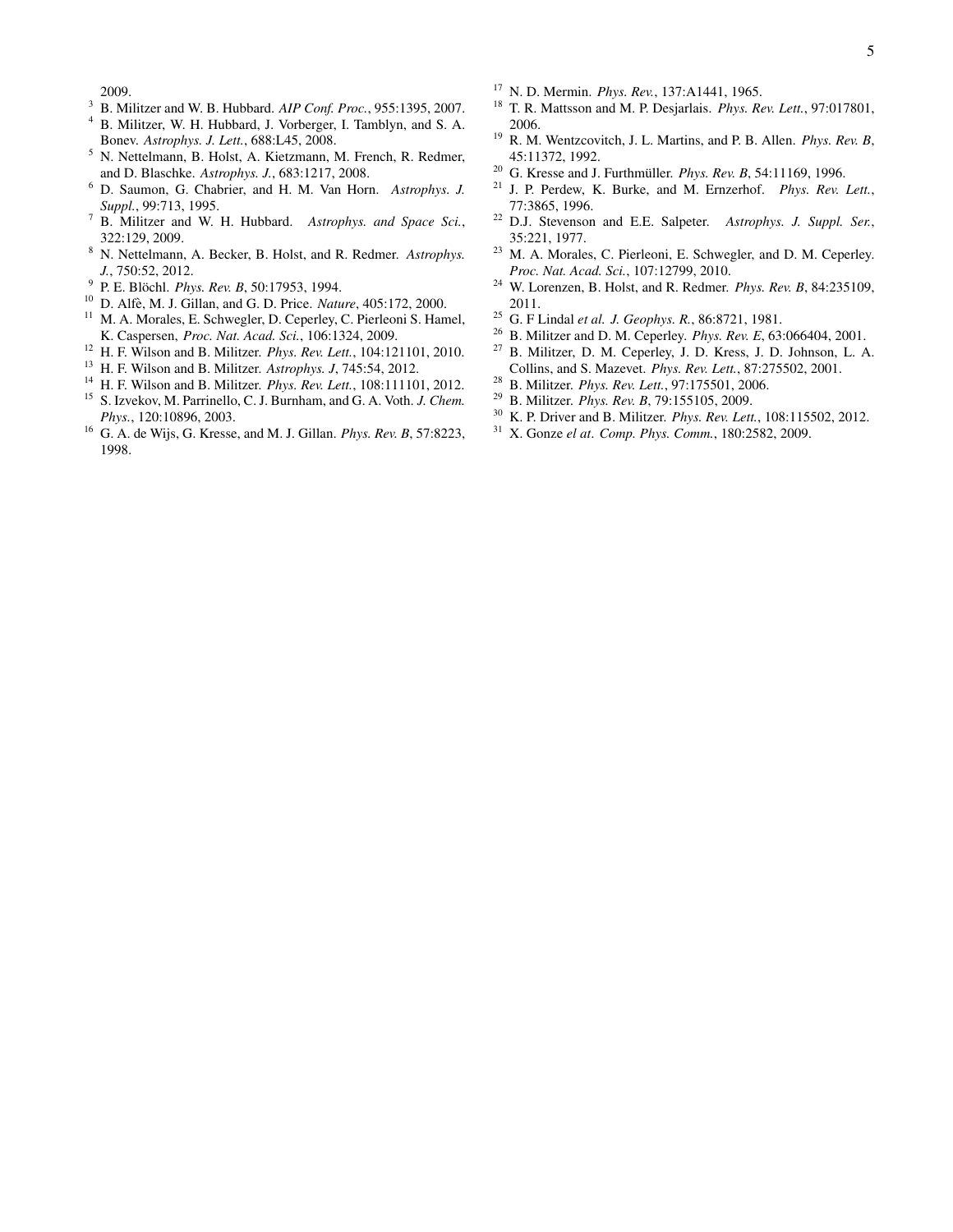2009.

[3] B. Militzer and W. B. Hubbard. *AIP Conf. Proc.*, 955:1395, 2007.

[4] B. Militzer, W. H. Hubbard, J. Vorberger, I. Tamblyn, and S. A. Bonev. *Astrophys. J. Lett.*, 688:L45, 2008.

[5] N. Nettelmann, B. Holst, A. Kietzmann, M. French, R. Redmer, and D. Blaschke. *Astrophys. J.*, 683:1217, 2008.

[6] D. Saumon, G. Chabrier, and H. M. Van Horn. *Astrophys. J. Suppl.*, 99:713, 1995.

[7] B. Militzer and W. H. Hubbard. *Astrophys. and Space Sci.*, 322:129, 2009.

[8] N. Nettelmann, A. Becker, B. Holst, and R. Redmer. *Astrophys. J.*, 750:52, 2012.

[9] P. E. Blöchl. *Phys. Rev. B*, 50:17953, 1994.

[10] D. Alfè, M. J. Gillan, and G. D. Price. *Nature*, 405:172, 2000.

[11] M. A. Morales, E. Schwegler, D. Ceperley, C. Pierleoni S. Hamel, K. Caspersen, *Proc. Nat. Acad. Sci.*, 106:1324, 2009.

[12] H. F. Wilson and B. Militzer. *Phys. Rev. Lett.*, 104:121101, 2010.

[13] H. F. Wilson and B. Militzer. *Astrophys. J*, 745:54, 2012.

[14] H. F. Wilson and B. Militzer. *Phys. Rev. Lett.*, 108:111101, 2012.

[15] S. Izvekov, M. Parrinello, C. J. Burnham, and G. A. Voth. *J. Chem. Phys.*, 120:10896, 2003.

[16] G. A. de Wijs, G. Kresse, and M. J. Gillan. *Phys. Rev. B*, 57:8223, 1998.

[17] N. D. Mermin. *Phys. Rev.*, 137:A1441, 1965.

[18] T. R. Mattsson and M. P. Desjarlais. *Phys. Rev. Lett.*, 97:017801, 2006.

[19] R. M. Wentzcovitch, J. L. Martins, and P. B. Allen. *Phys. Rev. B*, 45:11372, 1992.

[20] G. Kresse and J. Furthmüller. *Phys. Rev. B*, 54:11169, 1996.

[21] J. P. Perdew, K. Burke, and M. Ernzerhof. *Phys. Rev. Lett.*, 77:3865, 1996.

[22] D.J. Stevenson and E.E. Salpeter. *Astrophys. J. Suppl. Ser.*, 35:221, 1977.

[23] M. A. Morales, C. Pierleoni, E. Schwegler, and D. M. Ceperley. *Proc. Nat. Acad. Sci.*, 107:12799, 2010.

[24] W. Lorenzen, B. Holst, and R. Redmer. *Phys. Rev. B*, 84:235109, 2011.

[25] G. F Lindal *et al.* *J. Geophys. R.*, 86:8721, 1981.

[26] B. Militzer and D. M. Ceperley. *Phys. Rev. E*, 63:066404, 2001.

[27] B. Militzer, D. M. Ceperley, J. D. Kress, J. D. Johnson, L. A. Collins, and S. Mazevet. *Phys. Rev. Lett.*, 87:275502, 2001.

[28] B. Militzer. *Phys. Rev. Lett.*, 97:175501, 2006.

[29] B. Militzer. *Phys. Rev. B*, 79:155105, 2009.

[30] K. P. Driver and B. Militzer. *Phys. Rev. Lett.*, 108:115502, 2012.

[31] X. Gonze *el at*. *Comp. Phys. Comm.*, 180:2582, 2009.